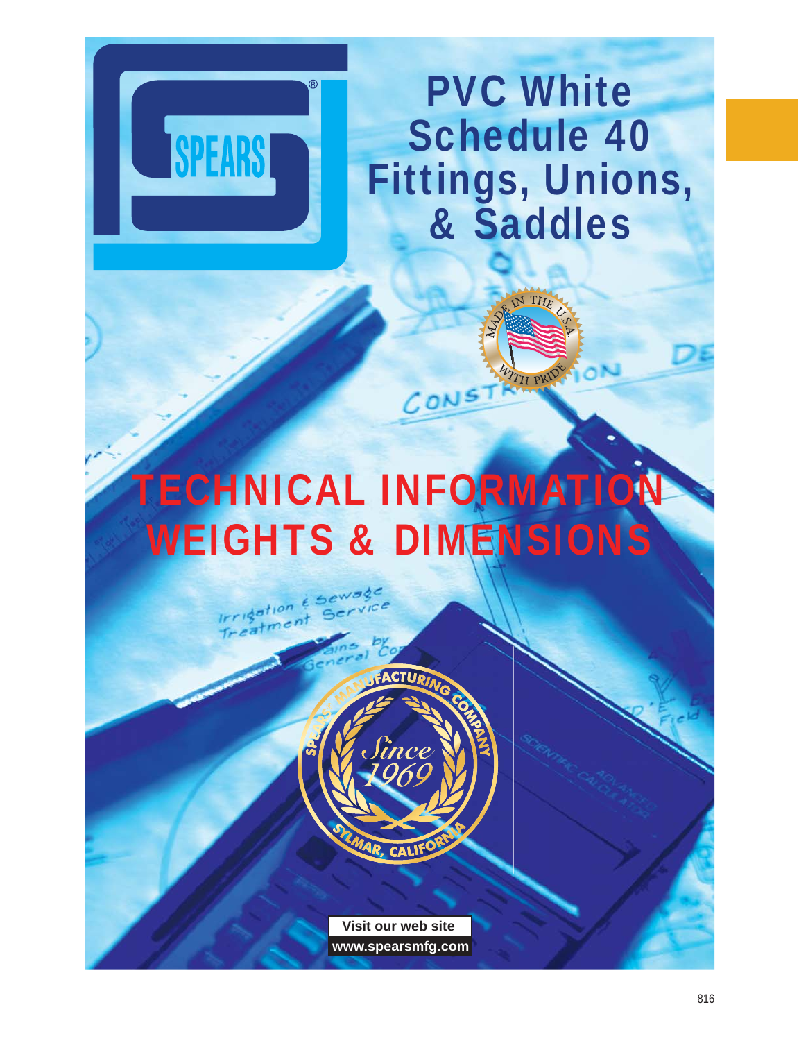# PVC White Schedule 40 Fittings, Unions, & Saddles

SPEARS®

MADE IN THE U.S.A. WITH PRIDE

# TECHNICAL INFORMATION WEIGHTS & DIMENSIONS

SPEARS MANUFACTURING COMPANY
Since 1969
SYLMAR, CALIFORNIA

Visit our web site
www.spearsmfg.com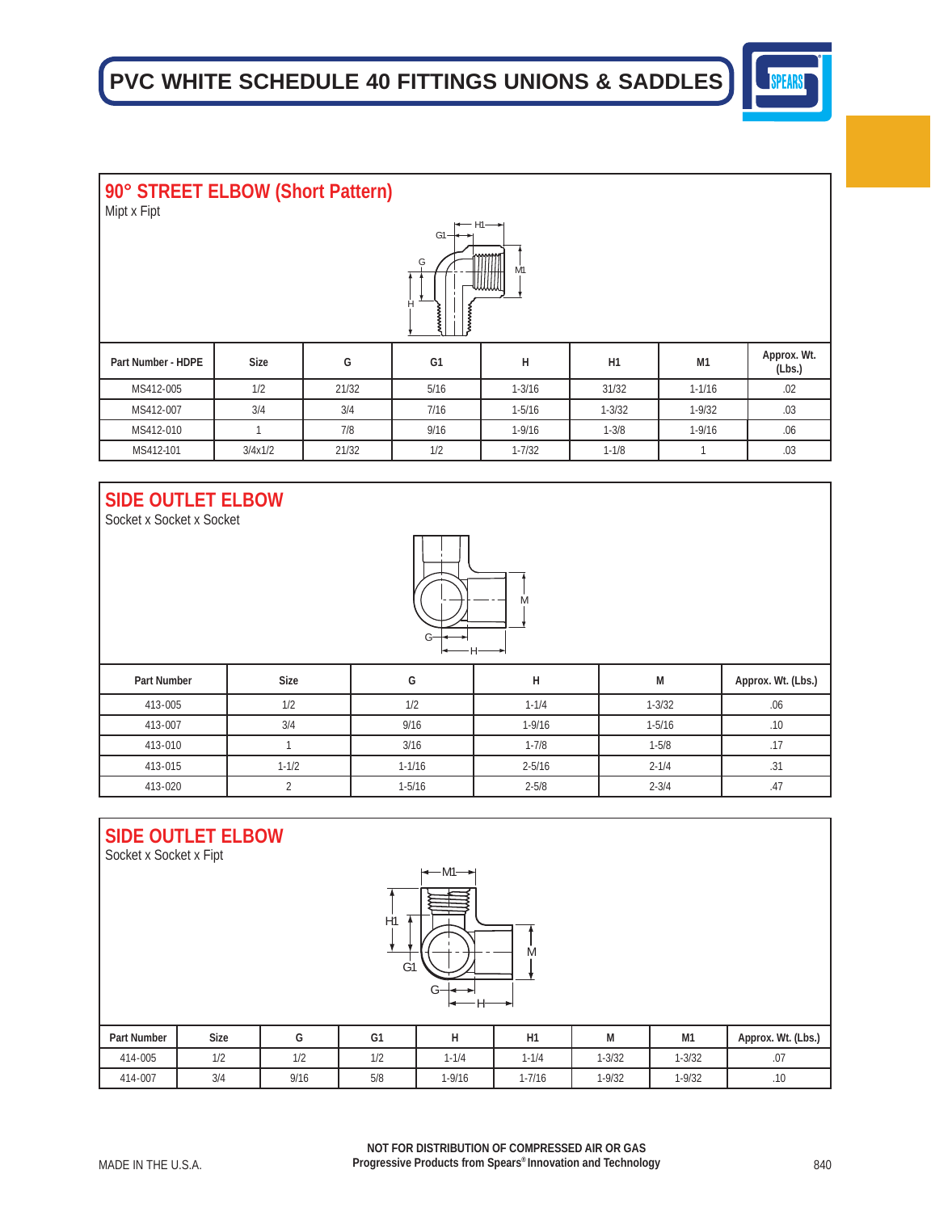# PVC WHITE SCHEDULE 40 FITTINGS UNIONS & SADDLES

## 90° STREET ELBOW (Short Pattern)

Mipt x Fipt

| Part Number - HDPE | Size | G | G1 | H | H1 | M1 | Approx. Wt. (Lbs.) |
|---|---|---|---|---|---|---|---|
| MS412-005 | 1/2 | 21/32 | 5/16 | 1-3/16 | 31/32 | 1-1/16 | .02 |
| MS412-007 | 3/4 | 3/4 | 7/16 | 1-5/16 | 1-3/32 | 1-9/32 | .03 |
| MS412-010 | 1 | 7/8 | 9/16 | 1-9/16 | 1-3/8 | 1-9/16 | .06 |
| MS412-101 | 3/4x1/2 | 21/32 | 1/2 | 1-7/32 | 1-1/8 | 1 | .03 |

## SIDE OUTLET ELBOW

Socket x Socket x Socket

| Part Number | Size | G | H | M | Approx. Wt. (Lbs.) |
|---|---|---|---|---|---|
| 413-005 | 1/2 | 1/2 | 1-1/4 | 1-3/32 | .06 |
| 413-007 | 3/4 | 9/16 | 1-9/16 | 1-5/16 | .10 |
| 413-010 | 1 | 3/16 | 1-7/8 | 1-5/8 | .17 |
| 413-015 | 1-1/2 | 1-1/16 | 2-5/16 | 2-1/4 | .31 |
| 413-020 | 2 | 1-5/16 | 2-5/8 | 2-3/4 | .47 |

## SIDE OUTLET ELBOW

Socket x Socket x Fipt

| Part Number | Size | G | G1 | H | H1 | M | M1 | Approx. Wt. (Lbs.) |
|---|---|---|---|---|---|---|---|---|
| 414-005 | 1/2 | 1/2 | 1/2 | 1-1/4 | 1-1/4 | 1-3/32 | 1-3/32 | .07 |
| 414-007 | 3/4 | 9/16 | 5/8 | 1-9/16 | 1-7/16 | 1-9/32 | 1-9/32 | .10 |

MADE IN THE U.S.A.

**NOT FOR DISTRIBUTION OF COMPRESSED AIR OR GAS**
**Progressive Products from Spears® Innovation and Technology**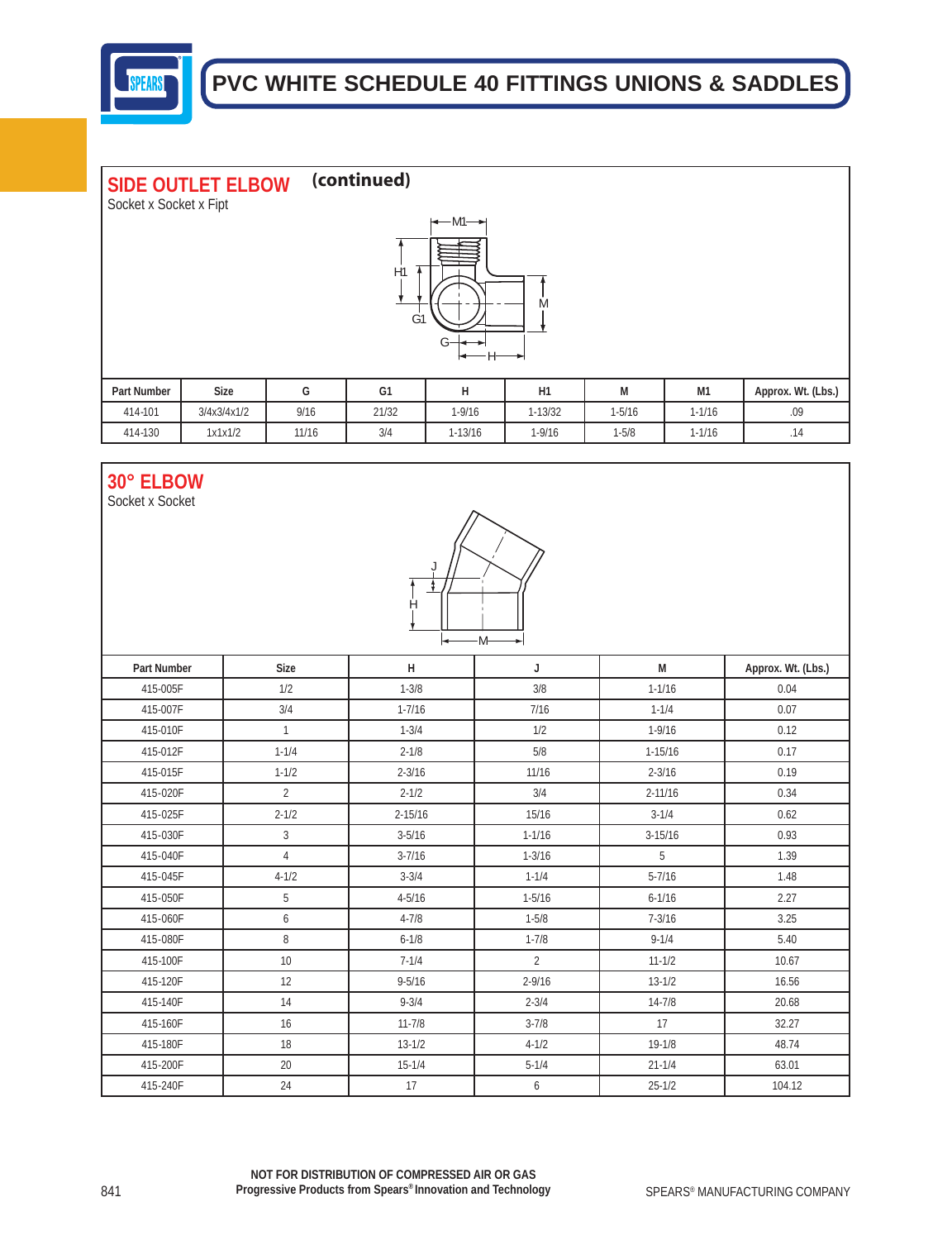# PVC WHITE SCHEDULE 40 FITTINGS UNIONS & SADDLES

## SIDE OUTLET ELBOW (continued)

Socket x Socket x Fipt

M1
H1
G1
G
H
M

| Part Number | Size | G | G1 | H | H1 | M | M1 | Approx. Wt. (Lbs.) |
|---|---|---|---|---|---|---|---|---|
| 414-101 | 3/4x3/4x1/2 | 9/16 | 21/32 | 1-9/16 | 1-13/32 | 1-5/16 | 1-1/16 | .09 |
| 414-130 | 1x1x1/2 | 11/16 | 3/4 | 1-13/16 | 1-9/16 | 1-5/8 | 1-1/16 | .14 |

## 30° ELBOW

Socket x Socket

J
H
M

| Part Number | Size | H | J | M | Approx. Wt. (Lbs.) |
|---|---|---|---|---|---|
| 415-005F | 1/2 | 1-3/8 | 3/8 | 1-1/16 | 0.04 |
| 415-007F | 3/4 | 1-7/16 | 7/16 | 1-1/4 | 0.07 |
| 415-010F | 1 | 1-3/4 | 1/2 | 1-9/16 | 0.12 |
| 415-012F | 1-1/4 | 2-1/8 | 5/8 | 1-15/16 | 0.17 |
| 415-015F | 1-1/2 | 2-3/16 | 11/16 | 2-3/16 | 0.19 |
| 415-020F | 2 | 2-1/2 | 3/4 | 2-11/16 | 0.34 |
| 415-025F | 2-1/2 | 2-15/16 | 15/16 | 3-1/4 | 0.62 |
| 415-030F | 3 | 3-5/16 | 1-1/16 | 3-15/16 | 0.93 |
| 415-040F | 4 | 3-7/16 | 1-3/16 | 5 | 1.39 |
| 415-045F | 4-1/2 | 3-3/4 | 1-1/4 | 5-7/16 | 1.48 |
| 415-050F | 5 | 4-5/16 | 1-5/16 | 6-1/16 | 2.27 |
| 415-060F | 6 | 4-7/8 | 1-5/8 | 7-3/16 | 3.25 |
| 415-080F | 8 | 6-1/8 | 1-7/8 | 9-1/4 | 5.40 |
| 415-100F | 10 | 7-1/4 | 2 | 11-1/2 | 10.67 |
| 415-120F | 12 | 9-5/16 | 2-9/16 | 13-1/2 | 16.56 |
| 415-140F | 14 | 9-3/4 | 2-3/4 | 14-7/8 | 20.68 |
| 415-160F | 16 | 11-7/8 | 3-7/8 | 17 | 32.27 |
| 415-180F | 18 | 13-1/2 | 4-1/2 | 19-1/8 | 48.74 |
| 415-200F | 20 | 15-1/4 | 5-1/4 | 21-1/4 | 63.01 |
| 415-240F | 24 | 17 | 6 | 25-1/2 | 104.12 |

NOT FOR DISTRIBUTION OF COMPRESSED AIR OR GAS
Progressive Products from Spears® Innovation and Technology